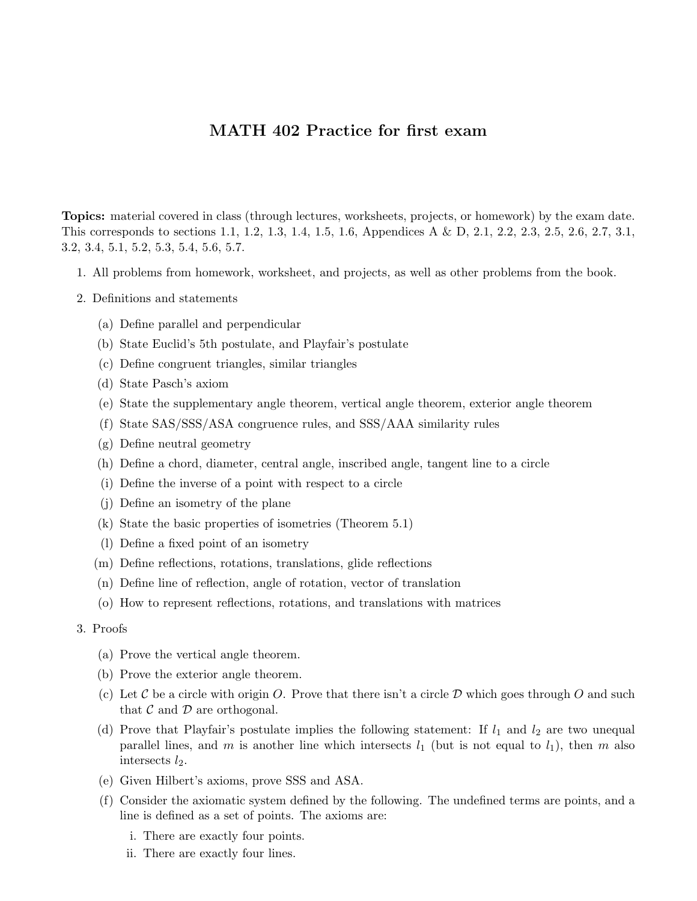# MATH 402 Practice for first exam

**Topics:** material covered in class (through lectures, worksheets, projects, or homework) by the exam date. This corresponds to sections 1.1, 1.2, 1.3, 1.4, 1.5, 1.6, Appendices A & D, 2.1, 2.2, 2.3, 2.5, 2.6, 2.7, 3.1, 3.2, 3.4, 5.1, 5.2, 5.3, 5.4, 5.6, 5.7.

1. All problems from homework, worksheet, and projects, as well as other problems from the book.
2. Definitions and statements
   (a) Define parallel and perpendicular
   (b) State Euclid's 5th postulate, and Playfair's postulate
   (c) Define congruent triangles, similar triangles
   (d) State Pasch's axiom
   (e) State the supplementary angle theorem, vertical angle theorem, exterior angle theorem
   (f) State SAS/SSS/ASA congruence rules, and SSS/AAA similarity rules
   (g) Define neutral geometry
   (h) Define a chord, diameter, central angle, inscribed angle, tangent line to a circle
   (i) Define the inverse of a point with respect to a circle
   (j) Define an isometry of the plane
   (k) State the basic properties of isometries (Theorem 5.1)
   (l) Define a fixed point of an isometry
   (m) Define reflections, rotations, translations, glide reflections
   (n) Define line of reflection, angle of rotation, vector of translation
   (o) How to represent reflections, rotations, and translations with matrices
3. Proofs
   (a) Prove the vertical angle theorem.
   (b) Prove the exterior angle theorem.
   (c) Let $\mathcal{C}$ be a circle with origin $O$. Prove that there isn't a circle $\mathcal{D}$ which goes through $O$ and such that $\mathcal{C}$ and $\mathcal{D}$ are orthogonal.
   (d) Prove that Playfair's postulate implies the following statement: If $l_1$ and $l_2$ are two unequal parallel lines, and $m$ is another line which intersects $l_1$ (but is not equal to $l_1$), then $m$ also intersects $l_2$.
   (e) Given Hilbert's axioms, prove SSS and ASA.
   (f) Consider the axiomatic system defined by the following. The undefined terms are points, and a line is defined as a set of points. The axioms are:
      i. There are exactly four points.
      ii. There are exactly four lines.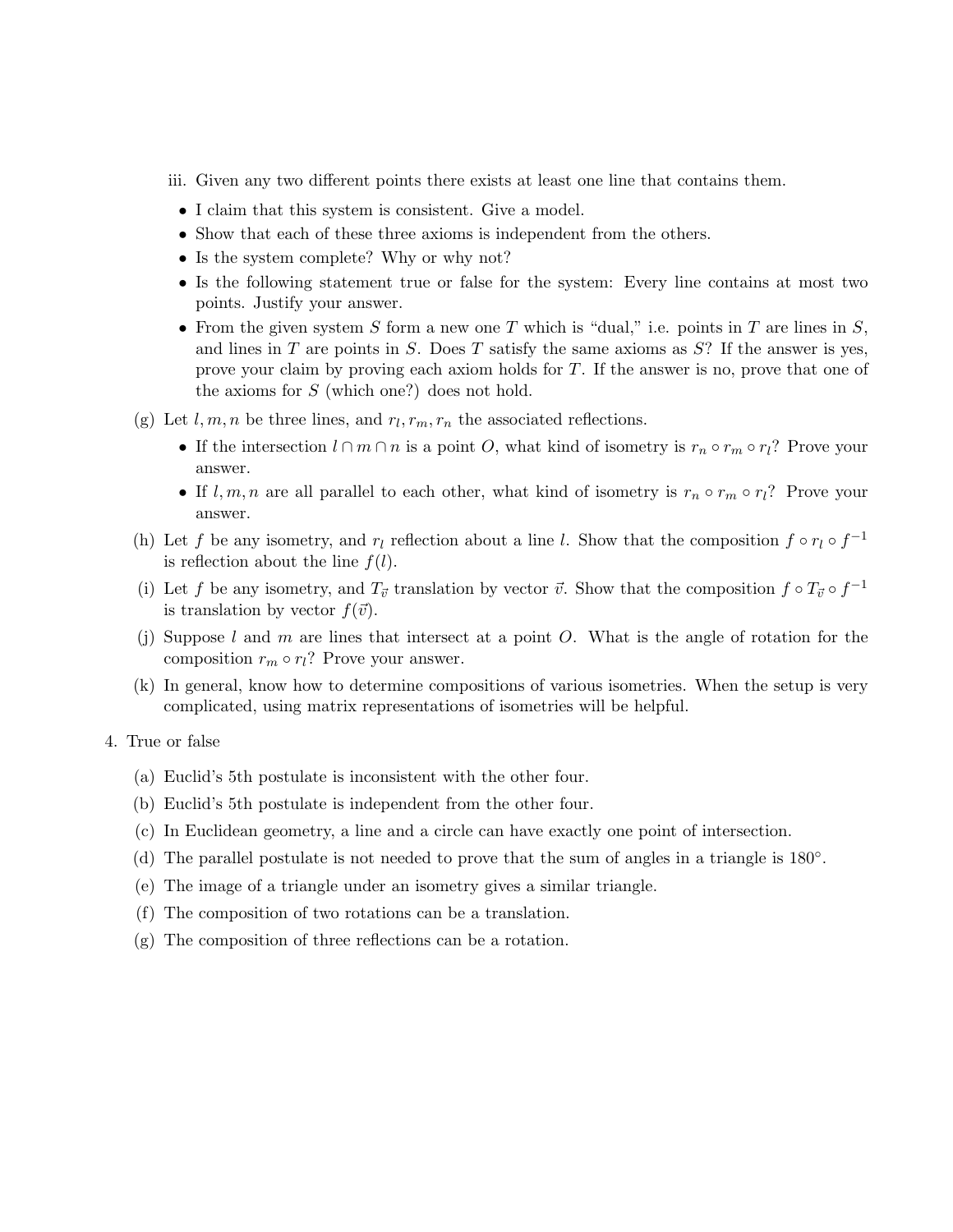iii. Given any two different points there exists at least one line that contains them.

- I claim that this system is consistent. Give a model.
- Show that each of these three axioms is independent from the others.
- Is the system complete? Why or why not?
- Is the following statement true or false for the system: Every line contains at most two points. Justify your answer.
- From the given system $S$ form a new one $T$ which is "dual," i.e. points in $T$ are lines in $S$, and lines in $T$ are points in $S$. Does $T$ satisfy the same axioms as $S$? If the answer is yes, prove your claim by proving each axiom holds for $T$. If the answer is no, prove that one of the axioms for $S$ (which one?) does not hold.

(g) Let $l, m, n$ be three lines, and $r_l, r_m, r_n$ the associated reflections.

- If the intersection $l \cap m \cap n$ is a point $O$, what kind of isometry is $r_n \circ r_m \circ r_l$? Prove your answer.
- If $l, m, n$ are all parallel to each other, what kind of isometry is $r_n \circ r_m \circ r_l$? Prove your answer.

(h) Let $f$ be any isometry, and $r_l$ reflection about a line $l$. Show that the composition $f \circ r_l \circ f^{-1}$ is reflection about the line $f(l)$.

(i) Let $f$ be any isometry, and $T_{\vec{v}}$ translation by vector $\vec{v}$. Show that the composition $f \circ T_{\vec{v}} \circ f^{-1}$ is translation by vector $f(\vec{v})$.

(j) Suppose $l$ and $m$ are lines that intersect at a point $O$. What is the angle of rotation for the composition $r_m \circ r_l$? Prove your answer.

(k) In general, know how to determine compositions of various isometries. When the setup is very complicated, using matrix representations of isometries will be helpful.

4. True or false

(a) Euclid's 5th postulate is inconsistent with the other four.

(b) Euclid's 5th postulate is independent from the other four.

(c) In Euclidean geometry, a line and a circle can have exactly one point of intersection.

(d) The parallel postulate is not needed to prove that the sum of angles in a triangle is 180°.

(e) The image of a triangle under an isometry gives a similar triangle.

(f) The composition of two rotations can be a translation.

(g) The composition of three reflections can be a rotation.